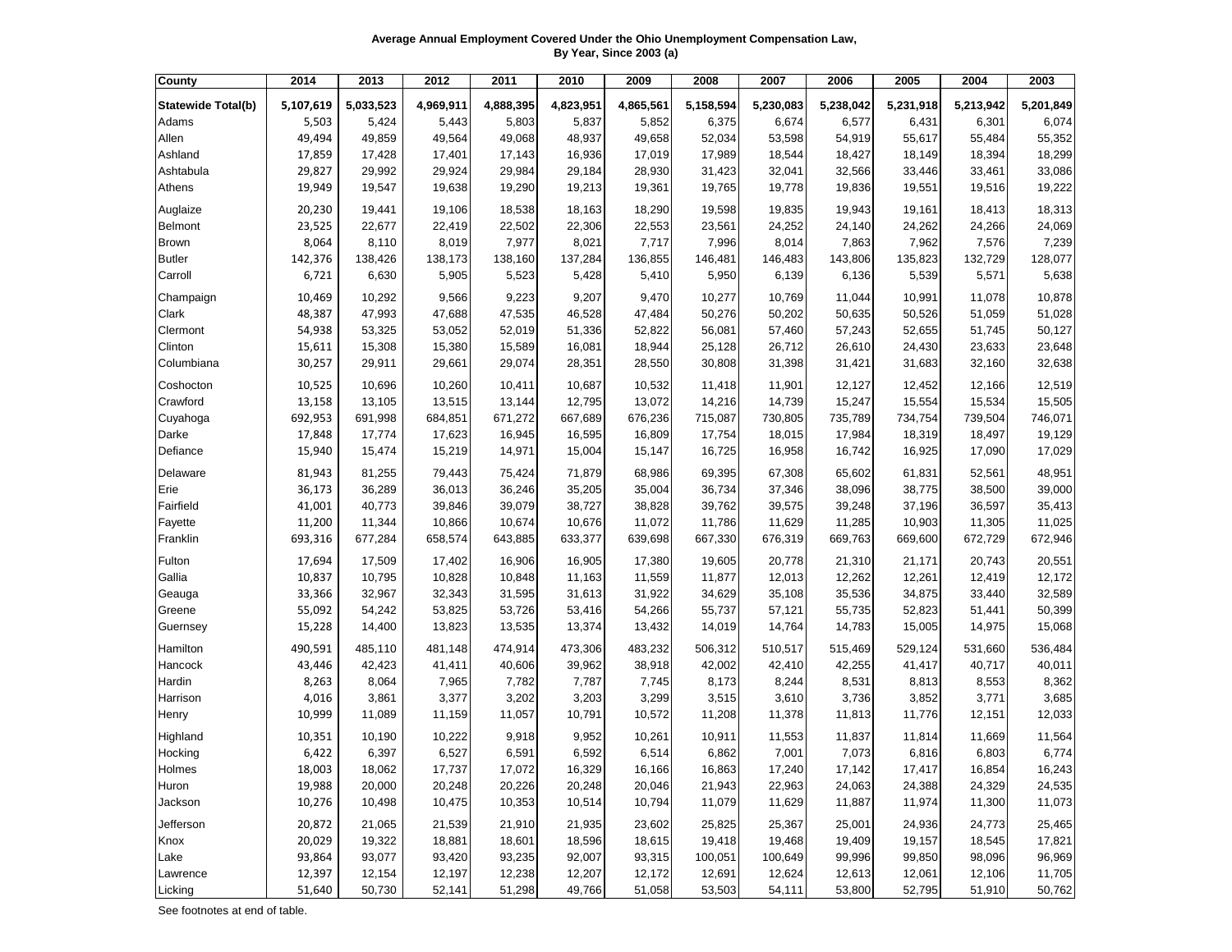**Average Annual Employment Covered Under the Ohio Unemployment Compensation Law, By Year, Since 2003 (a)**

| County | 2014 | 2013 | 2012 | 2011 | 2010 | 2009 | 2008 | 2007 | 2006 | 2005 | 2004 | 2003 |
|---|---|---|---|---|---|---|---|---|---|---|---|---|
| **Statewide Total(b)** | **5,107,619** | **5,033,523** | **4,969,911** | **4,888,395** | **4,823,951** | **4,865,561** | **5,158,594** | **5,230,083** | **5,238,042** | **5,231,918** | **5,213,942** | **5,201,849** |
| Adams | 5,503 | 5,424 | 5,443 | 5,803 | 5,837 | 5,852 | 6,375 | 6,674 | 6,577 | 6,431 | 6,301 | 6,074 |
| Allen | 49,494 | 49,859 | 49,564 | 49,068 | 48,937 | 49,658 | 52,034 | 53,598 | 54,919 | 55,617 | 55,484 | 55,352 |
| Ashland | 17,859 | 17,428 | 17,401 | 17,143 | 16,936 | 17,019 | 17,989 | 18,544 | 18,427 | 18,149 | 18,394 | 18,299 |
| Ashtabula | 29,827 | 29,992 | 29,924 | 29,984 | 29,184 | 28,930 | 31,423 | 32,041 | 32,566 | 33,446 | 33,461 | 33,086 |
| Athens | 19,949 | 19,547 | 19,638 | 19,290 | 19,213 | 19,361 | 19,765 | 19,778 | 19,836 | 19,551 | 19,516 | 19,222 |
| Auglaize | 20,230 | 19,441 | 19,106 | 18,538 | 18,163 | 18,290 | 19,598 | 19,835 | 19,943 | 19,161 | 18,413 | 18,313 |
| Belmont | 23,525 | 22,677 | 22,419 | 22,502 | 22,306 | 22,553 | 23,561 | 24,252 | 24,140 | 24,262 | 24,266 | 24,069 |
| Brown | 8,064 | 8,110 | 8,019 | 7,977 | 8,021 | 7,717 | 7,996 | 8,014 | 7,863 | 7,962 | 7,576 | 7,239 |
| Butler | 142,376 | 138,426 | 138,173 | 138,160 | 137,284 | 136,855 | 146,481 | 146,483 | 143,806 | 135,823 | 132,729 | 128,077 |
| Carroll | 6,721 | 6,630 | 5,905 | 5,523 | 5,428 | 5,410 | 5,950 | 6,139 | 6,136 | 5,539 | 5,571 | 5,638 |
| Champaign | 10,469 | 10,292 | 9,566 | 9,223 | 9,207 | 9,470 | 10,277 | 10,769 | 11,044 | 10,991 | 11,078 | 10,878 |
| Clark | 48,387 | 47,993 | 47,688 | 47,535 | 46,528 | 47,484 | 50,276 | 50,202 | 50,635 | 50,526 | 51,059 | 51,028 |
| Clermont | 54,938 | 53,325 | 53,052 | 52,019 | 51,336 | 52,822 | 56,081 | 57,460 | 57,243 | 52,655 | 51,745 | 50,127 |
| Clinton | 15,611 | 15,308 | 15,380 | 15,589 | 16,081 | 18,944 | 25,128 | 26,712 | 26,610 | 24,430 | 23,633 | 23,648 |
| Columbiana | 30,257 | 29,911 | 29,661 | 29,074 | 28,351 | 28,550 | 30,808 | 31,398 | 31,421 | 31,683 | 32,160 | 32,638 |
| Coshocton | 10,525 | 10,696 | 10,260 | 10,411 | 10,687 | 10,532 | 11,418 | 11,901 | 12,127 | 12,452 | 12,166 | 12,519 |
| Crawford | 13,158 | 13,105 | 13,515 | 13,144 | 12,795 | 13,072 | 14,216 | 14,739 | 15,247 | 15,554 | 15,534 | 15,505 |
| Cuyahoga | 692,953 | 691,998 | 684,851 | 671,272 | 667,689 | 676,236 | 715,087 | 730,805 | 735,789 | 734,754 | 739,504 | 746,071 |
| Darke | 17,848 | 17,774 | 17,623 | 16,945 | 16,595 | 16,809 | 17,754 | 18,015 | 17,984 | 18,319 | 18,497 | 19,129 |
| Defiance | 15,940 | 15,474 | 15,219 | 14,971 | 15,004 | 15,147 | 16,725 | 16,958 | 16,742 | 16,925 | 17,090 | 17,029 |
| Delaware | 81,943 | 81,255 | 79,443 | 75,424 | 71,879 | 68,986 | 69,395 | 67,308 | 65,602 | 61,831 | 52,561 | 48,951 |
| Erie | 36,173 | 36,289 | 36,013 | 36,246 | 35,205 | 35,004 | 36,734 | 37,346 | 38,096 | 38,775 | 38,500 | 39,000 |
| Fairfield | 41,001 | 40,773 | 39,846 | 39,079 | 38,727 | 38,828 | 39,762 | 39,575 | 39,248 | 37,196 | 36,597 | 35,413 |
| Fayette | 11,200 | 11,344 | 10,866 | 10,674 | 10,676 | 11,072 | 11,786 | 11,629 | 11,285 | 10,903 | 11,305 | 11,025 |
| Franklin | 693,316 | 677,284 | 658,574 | 643,885 | 633,377 | 639,698 | 667,330 | 676,319 | 669,763 | 669,600 | 672,729 | 672,946 |
| Fulton | 17,694 | 17,509 | 17,402 | 16,906 | 16,905 | 17,380 | 19,605 | 20,778 | 21,310 | 21,171 | 20,743 | 20,551 |
| Gallia | 10,837 | 10,795 | 10,828 | 10,848 | 11,163 | 11,559 | 11,877 | 12,013 | 12,262 | 12,261 | 12,419 | 12,172 |
| Geauga | 33,366 | 32,967 | 32,343 | 31,595 | 31,613 | 31,922 | 34,629 | 35,108 | 35,536 | 34,875 | 33,440 | 32,589 |
| Greene | 55,092 | 54,242 | 53,825 | 53,726 | 53,416 | 54,266 | 55,737 | 57,121 | 55,735 | 52,823 | 51,441 | 50,399 |
| Guernsey | 15,228 | 14,400 | 13,823 | 13,535 | 13,374 | 13,432 | 14,019 | 14,764 | 14,783 | 15,005 | 14,975 | 15,068 |
| Hamilton | 490,591 | 485,110 | 481,148 | 474,914 | 473,306 | 483,232 | 506,312 | 510,517 | 515,469 | 529,124 | 531,660 | 536,484 |
| Hancock | 43,446 | 42,423 | 41,411 | 40,606 | 39,962 | 38,918 | 42,002 | 42,410 | 42,255 | 41,417 | 40,717 | 40,011 |
| Hardin | 8,263 | 8,064 | 7,965 | 7,782 | 7,787 | 7,745 | 8,173 | 8,244 | 8,531 | 8,813 | 8,553 | 8,362 |
| Harrison | 4,016 | 3,861 | 3,377 | 3,202 | 3,203 | 3,299 | 3,515 | 3,610 | 3,736 | 3,852 | 3,771 | 3,685 |
| Henry | 10,999 | 11,089 | 11,159 | 11,057 | 10,791 | 10,572 | 11,208 | 11,378 | 11,813 | 11,776 | 12,151 | 12,033 |
| Highland | 10,351 | 10,190 | 10,222 | 9,918 | 9,952 | 10,261 | 10,911 | 11,553 | 11,837 | 11,814 | 11,669 | 11,564 |
| Hocking | 6,422 | 6,397 | 6,527 | 6,591 | 6,592 | 6,514 | 6,862 | 7,001 | 7,073 | 6,816 | 6,803 | 6,774 |
| Holmes | 18,003 | 18,062 | 17,737 | 17,072 | 16,329 | 16,166 | 16,863 | 17,240 | 17,142 | 17,417 | 16,854 | 16,243 |
| Huron | 19,988 | 20,000 | 20,248 | 20,226 | 20,248 | 20,046 | 21,943 | 22,963 | 24,063 | 24,388 | 24,329 | 24,535 |
| Jackson | 10,276 | 10,498 | 10,475 | 10,353 | 10,514 | 10,794 | 11,079 | 11,629 | 11,887 | 11,974 | 11,300 | 11,073 |
| Jefferson | 20,872 | 21,065 | 21,539 | 21,910 | 21,935 | 23,602 | 25,825 | 25,367 | 25,001 | 24,936 | 24,773 | 25,465 |
| Knox | 20,029 | 19,322 | 18,881 | 18,601 | 18,596 | 18,615 | 19,418 | 19,468 | 19,409 | 19,157 | 18,545 | 17,821 |
| Lake | 93,864 | 93,077 | 93,420 | 93,235 | 92,007 | 93,315 | 100,051 | 100,649 | 99,996 | 99,850 | 98,096 | 96,969 |
| Lawrence | 12,397 | 12,154 | 12,197 | 12,238 | 12,207 | 12,172 | 12,691 | 12,624 | 12,613 | 12,061 | 12,106 | 11,705 |
| Licking | 51,640 | 50,730 | 52,141 | 51,298 | 49,766 | 51,058 | 53,503 | 54,111 | 53,800 | 52,795 | 51,910 | 50,762 |

See footnotes at end of table.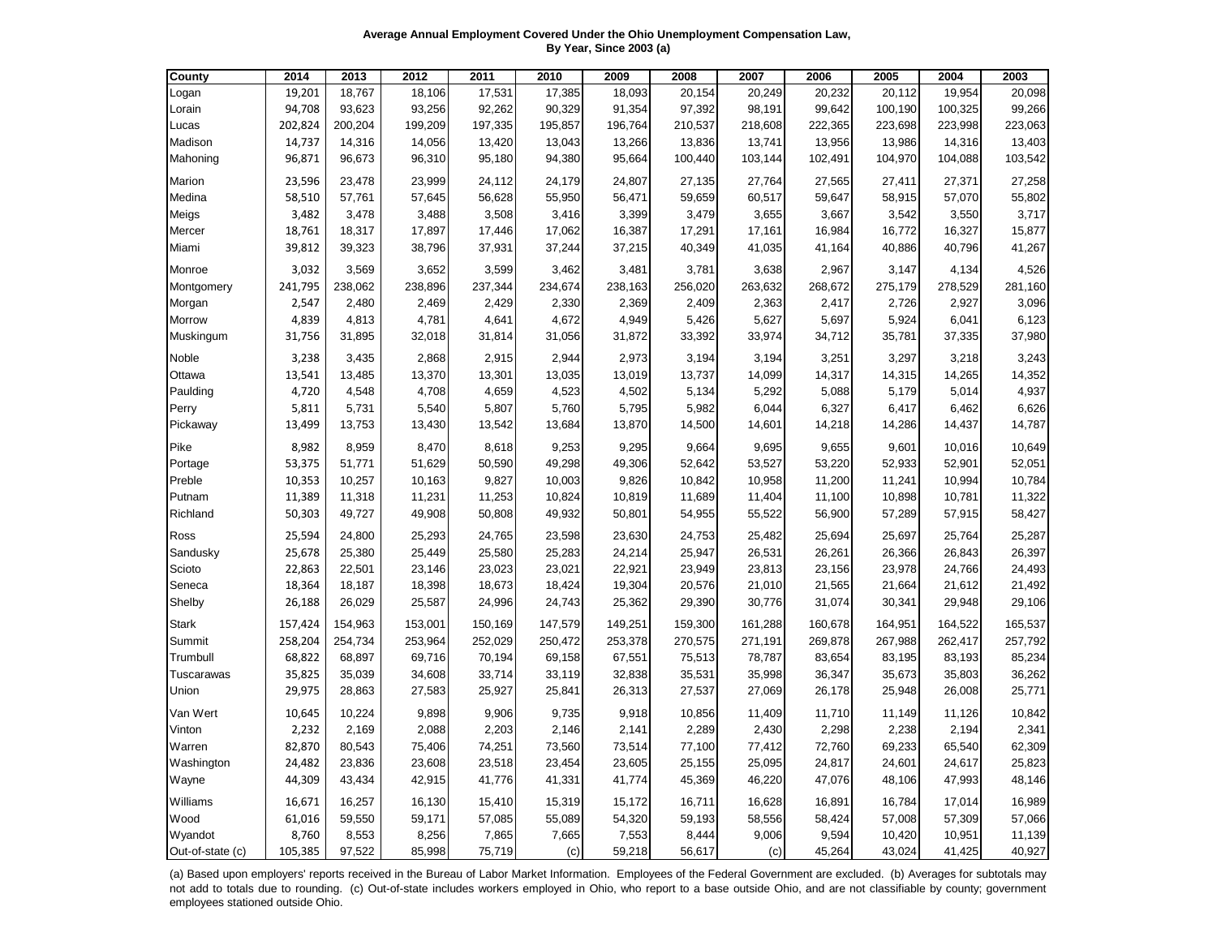**Average Annual Employment Covered Under the Ohio Unemployment Compensation Law, By Year, Since 2003 (a)**

| County | 2014 | 2013 | 2012 | 2011 | 2010 | 2009 | 2008 | 2007 | 2006 | 2005 | 2004 | 2003 |
|---|---|---|---|---|---|---|---|---|---|---|---|---|
| Logan | 19,201 | 18,767 | 18,106 | 17,531 | 17,385 | 18,093 | 20,154 | 20,249 | 20,232 | 20,112 | 19,954 | 20,098 |
| Lorain | 94,708 | 93,623 | 93,256 | 92,262 | 90,329 | 91,354 | 97,392 | 98,191 | 99,642 | 100,190 | 100,325 | 99,266 |
| Lucas | 202,824 | 200,204 | 199,209 | 197,335 | 195,857 | 196,764 | 210,537 | 218,608 | 222,365 | 223,698 | 223,998 | 223,063 |
| Madison | 14,737 | 14,316 | 14,056 | 13,420 | 13,043 | 13,266 | 13,836 | 13,741 | 13,956 | 13,986 | 14,316 | 13,403 |
| Mahoning | 96,871 | 96,673 | 96,310 | 95,180 | 94,380 | 95,664 | 100,440 | 103,144 | 102,491 | 104,970 | 104,088 | 103,542 |
| Marion | 23,596 | 23,478 | 23,999 | 24,112 | 24,179 | 24,807 | 27,135 | 27,764 | 27,565 | 27,411 | 27,371 | 27,258 |
| Medina | 58,510 | 57,761 | 57,645 | 56,628 | 55,950 | 56,471 | 59,659 | 60,517 | 59,647 | 58,915 | 57,070 | 55,802 |
| Meigs | 3,482 | 3,478 | 3,488 | 3,508 | 3,416 | 3,399 | 3,479 | 3,655 | 3,667 | 3,542 | 3,550 | 3,717 |
| Mercer | 18,761 | 18,317 | 17,897 | 17,446 | 17,062 | 16,387 | 17,291 | 17,161 | 16,984 | 16,772 | 16,327 | 15,877 |
| Miami | 39,812 | 39,323 | 38,796 | 37,931 | 37,244 | 37,215 | 40,349 | 41,035 | 41,164 | 40,886 | 40,796 | 41,267 |
| Monroe | 3,032 | 3,569 | 3,652 | 3,599 | 3,462 | 3,481 | 3,781 | 3,638 | 2,967 | 3,147 | 4,134 | 4,526 |
| Montgomery | 241,795 | 238,062 | 238,896 | 237,344 | 234,674 | 238,163 | 256,020 | 263,632 | 268,672 | 275,179 | 278,529 | 281,160 |
| Morgan | 2,547 | 2,480 | 2,469 | 2,429 | 2,330 | 2,369 | 2,409 | 2,363 | 2,417 | 2,726 | 2,927 | 3,096 |
| Morrow | 4,839 | 4,813 | 4,781 | 4,641 | 4,672 | 4,949 | 5,426 | 5,627 | 5,697 | 5,924 | 6,041 | 6,123 |
| Muskingum | 31,756 | 31,895 | 32,018 | 31,814 | 31,056 | 31,872 | 33,392 | 33,974 | 34,712 | 35,781 | 37,335 | 37,980 |
| Noble | 3,238 | 3,435 | 2,868 | 2,915 | 2,944 | 2,973 | 3,194 | 3,194 | 3,251 | 3,297 | 3,218 | 3,243 |
| Ottawa | 13,541 | 13,485 | 13,370 | 13,301 | 13,035 | 13,019 | 13,737 | 14,099 | 14,317 | 14,315 | 14,265 | 14,352 |
| Paulding | 4,720 | 4,548 | 4,708 | 4,659 | 4,523 | 4,502 | 5,134 | 5,292 | 5,088 | 5,179 | 5,014 | 4,937 |
| Perry | 5,811 | 5,731 | 5,540 | 5,807 | 5,760 | 5,795 | 5,982 | 6,044 | 6,327 | 6,417 | 6,462 | 6,626 |
| Pickaway | 13,499 | 13,753 | 13,430 | 13,542 | 13,684 | 13,870 | 14,500 | 14,601 | 14,218 | 14,286 | 14,437 | 14,787 |
| Pike | 8,982 | 8,959 | 8,470 | 8,618 | 9,253 | 9,295 | 9,664 | 9,695 | 9,655 | 9,601 | 10,016 | 10,649 |
| Portage | 53,375 | 51,771 | 51,629 | 50,590 | 49,298 | 49,306 | 52,642 | 53,527 | 53,220 | 52,933 | 52,901 | 52,051 |
| Preble | 10,353 | 10,257 | 10,163 | 9,827 | 10,003 | 9,826 | 10,842 | 10,958 | 11,200 | 11,241 | 10,994 | 10,784 |
| Putnam | 11,389 | 11,318 | 11,231 | 11,253 | 10,824 | 10,819 | 11,689 | 11,404 | 11,100 | 10,898 | 10,781 | 11,322 |
| Richland | 50,303 | 49,727 | 49,908 | 50,808 | 49,932 | 50,801 | 54,955 | 55,522 | 56,900 | 57,289 | 57,915 | 58,427 |
| Ross | 25,594 | 24,800 | 25,293 | 24,765 | 23,598 | 23,630 | 24,753 | 25,482 | 25,694 | 25,697 | 25,764 | 25,287 |
| Sandusky | 25,678 | 25,380 | 25,449 | 25,580 | 25,283 | 24,214 | 25,947 | 26,531 | 26,261 | 26,366 | 26,843 | 26,397 |
| Scioto | 22,863 | 22,501 | 23,146 | 23,023 | 23,021 | 22,921 | 23,949 | 23,813 | 23,156 | 23,978 | 24,766 | 24,493 |
| Seneca | 18,364 | 18,187 | 18,398 | 18,673 | 18,424 | 19,304 | 20,576 | 21,010 | 21,565 | 21,664 | 21,612 | 21,492 |
| Shelby | 26,188 | 26,029 | 25,587 | 24,996 | 24,743 | 25,362 | 29,390 | 30,776 | 31,074 | 30,341 | 29,948 | 29,106 |
| Stark | 157,424 | 154,963 | 153,001 | 150,169 | 147,579 | 149,251 | 159,300 | 161,288 | 160,678 | 164,951 | 164,522 | 165,537 |
| Summit | 258,204 | 254,734 | 253,964 | 252,029 | 250,472 | 253,378 | 270,575 | 271,191 | 269,878 | 267,988 | 262,417 | 257,792 |
| Trumbull | 68,822 | 68,897 | 69,716 | 70,194 | 69,158 | 67,551 | 75,513 | 78,787 | 83,654 | 83,195 | 83,193 | 85,234 |
| Tuscarawas | 35,825 | 35,039 | 34,608 | 33,714 | 33,119 | 32,838 | 35,531 | 35,998 | 36,347 | 35,673 | 35,803 | 36,262 |
| Union | 29,975 | 28,863 | 27,583 | 25,927 | 25,841 | 26,313 | 27,537 | 27,069 | 26,178 | 25,948 | 26,008 | 25,771 |
| Van Wert | 10,645 | 10,224 | 9,898 | 9,906 | 9,735 | 9,918 | 10,856 | 11,409 | 11,710 | 11,149 | 11,126 | 10,842 |
| Vinton | 2,232 | 2,169 | 2,088 | 2,203 | 2,146 | 2,141 | 2,289 | 2,430 | 2,298 | 2,238 | 2,194 | 2,341 |
| Warren | 82,870 | 80,543 | 75,406 | 74,251 | 73,560 | 73,514 | 77,100 | 77,412 | 72,760 | 69,233 | 65,540 | 62,309 |
| Washington | 24,482 | 23,836 | 23,608 | 23,518 | 23,454 | 23,605 | 25,155 | 25,095 | 24,817 | 24,601 | 24,617 | 25,823 |
| Wayne | 44,309 | 43,434 | 42,915 | 41,776 | 41,331 | 41,774 | 45,369 | 46,220 | 47,076 | 48,106 | 47,993 | 48,146 |
| Williams | 16,671 | 16,257 | 16,130 | 15,410 | 15,319 | 15,172 | 16,711 | 16,628 | 16,891 | 16,784 | 17,014 | 16,989 |
| Wood | 61,016 | 59,550 | 59,171 | 57,085 | 55,089 | 54,320 | 59,193 | 58,556 | 58,424 | 57,008 | 57,309 | 57,066 |
| Wyandot | 8,760 | 8,553 | 8,256 | 7,865 | 7,665 | 7,553 | 8,444 | 9,006 | 9,594 | 10,420 | 10,951 | 11,139 |
| Out-of-state (c) | 105,385 | 97,522 | 85,998 | 75,719 | (c) | 59,218 | 56,617 | (c) | 45,264 | 43,024 | 41,425 | 40,927 |

(a) Based upon employers' reports received in the Bureau of Labor Market Information. Employees of the Federal Government are excluded. (b) Averages for subtotals may not add to totals due to rounding. (c) Out-of-state includes workers employed in Ohio, who report to a base outside Ohio, and are not classifiable by county; government employees stationed outside Ohio.